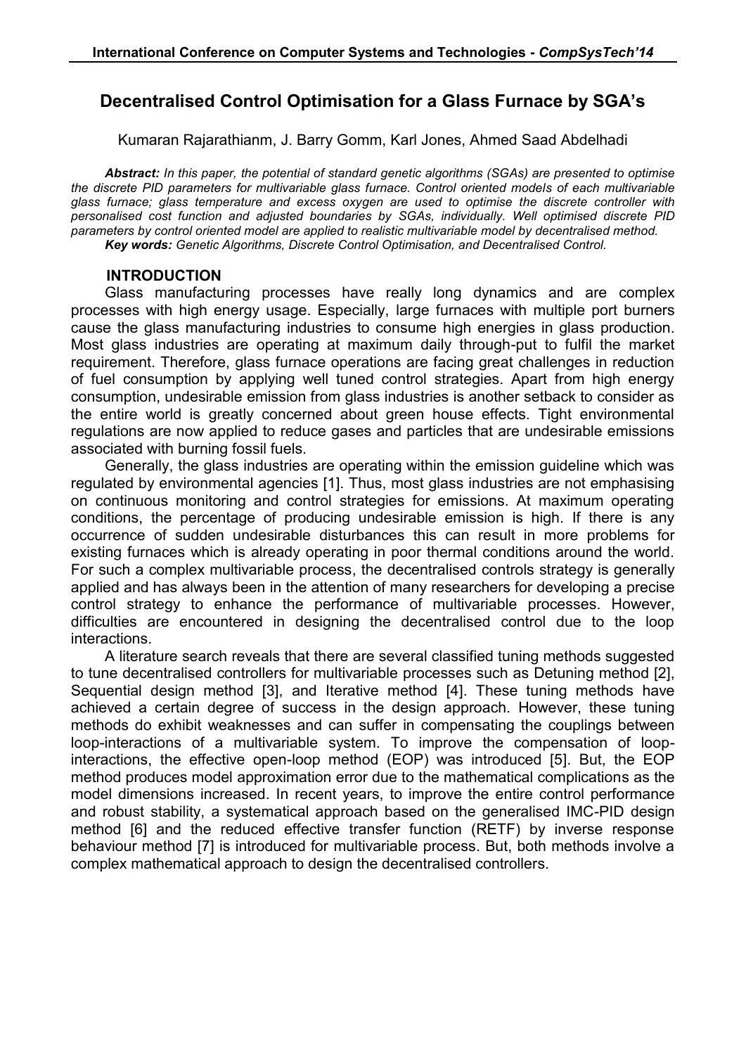# Decentralised Control Optimisation for a Glass Furnace by SGA's

Kumaran Rajarathianm, J. Barry Gomm, Karl Jones, Ahmed Saad Abdelhadi

***Abstract:*** *In this paper, the potential of standard genetic algorithms (SGAs) are presented to optimise the discrete PID parameters for multivariable glass furnace. Control oriented models of each multivariable glass furnace; glass temperature and excess oxygen are used to optimise the discrete controller with personalised cost function and adjusted boundaries by SGAs, individually. Well optimised discrete PID parameters by control oriented model are applied to realistic multivariable model by decentralised method.*

***Key words:*** *Genetic Algorithms, Discrete Control Optimisation, and Decentralised Control.*

## INTRODUCTION

Glass manufacturing processes have really long dynamics and are complex processes with high energy usage. Especially, large furnaces with multiple port burners cause the glass manufacturing industries to consume high energies in glass production. Most glass industries are operating at maximum daily through-put to fulfil the market requirement. Therefore, glass furnace operations are facing great challenges in reduction of fuel consumption by applying well tuned control strategies. Apart from high energy consumption, undesirable emission from glass industries is another setback to consider as the entire world is greatly concerned about green house effects. Tight environmental regulations are now applied to reduce gases and particles that are undesirable emissions associated with burning fossil fuels.

Generally, the glass industries are operating within the emission guideline which was regulated by environmental agencies [1]. Thus, most glass industries are not emphasising on continuous monitoring and control strategies for emissions. At maximum operating conditions, the percentage of producing undesirable emission is high. If there is any occurrence of sudden undesirable disturbances this can result in more problems for existing furnaces which is already operating in poor thermal conditions around the world. For such a complex multivariable process, the decentralised controls strategy is generally applied and has always been in the attention of many researchers for developing a precise control strategy to enhance the performance of multivariable processes. However, difficulties are encountered in designing the decentralised control due to the loop interactions.

A literature search reveals that there are several classified tuning methods suggested to tune decentralised controllers for multivariable processes such as Detuning method [2], Sequential design method [3], and Iterative method [4]. These tuning methods have achieved a certain degree of success in the design approach. However, these tuning methods do exhibit weaknesses and can suffer in compensating the couplings between loop-interactions of a multivariable system. To improve the compensation of loop-interactions, the effective open-loop method (EOP) was introduced [5]. But, the EOP method produces model approximation error due to the mathematical complications as the model dimensions increased. In recent years, to improve the entire control performance and robust stability, a systematical approach based on the generalised IMC-PID design method [6] and the reduced effective transfer function (RETF) by inverse response behaviour method [7] is introduced for multivariable process. But, both methods involve a complex mathematical approach to design the decentralised controllers.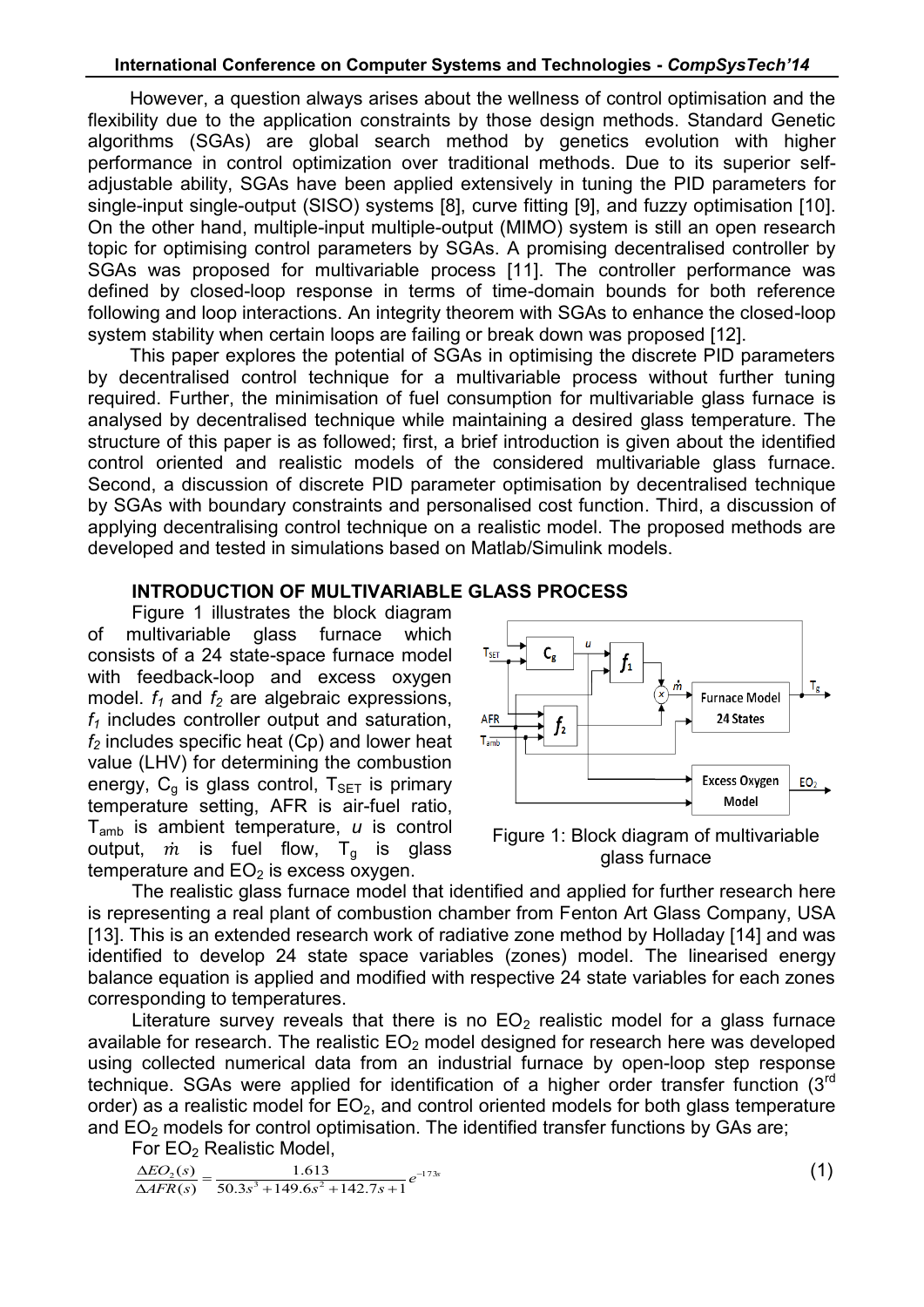However, a question always arises about the wellness of control optimisation and the flexibility due to the application constraints by those design methods. Standard Genetic algorithms (SGAs) are global search method by genetics evolution with higher performance in control optimization over traditional methods. Due to its superior self-adjustable ability, SGAs have been applied extensively in tuning the PID parameters for single-input single-output (SISO) systems [8], curve fitting [9], and fuzzy optimisation [10]. On the other hand, multiple-input multiple-output (MIMO) system is still an open research topic for optimising control parameters by SGAs. A promising decentralised controller by SGAs was proposed for multivariable process [11]. The controller performance was defined by closed-loop response in terms of time-domain bounds for both reference following and loop interactions. An integrity theorem with SGAs to enhance the closed-loop system stability when certain loops are failing or break down was proposed [12].

This paper explores the potential of SGAs in optimising the discrete PID parameters by decentralised control technique for a multivariable process without further tuning required. Further, the minimisation of fuel consumption for multivariable glass furnace is analysed by decentralised technique while maintaining a desired glass temperature. The structure of this paper is as followed; first, a brief introduction is given about the identified control oriented and realistic models of the considered multivariable glass furnace. Second, a discussion of discrete PID parameter optimisation by decentralised technique by SGAs with boundary constraints and personalised cost function. Third, a discussion of applying decentralising control technique on a realistic model. The proposed methods are developed and tested in simulations based on Matlab/Simulink models.

## INTRODUCTION OF MULTIVARIABLE GLASS PROCESS

Figure 1 illustrates the block diagram of multivariable glass furnace which consists of a 24 state-space furnace model with feedback-loop and excess oxygen model. $f_1$ and $f_2$ are algebraic expressions, $f_1$ includes controller output and saturation, $f_2$ includes specific heat (Cp) and lower heat value (LHV) for determining the combustion energy, $C_g$ is glass control, $T_{SET}$ is primary temperature setting, AFR is air-fuel ratio, $T_{amb}$ is ambient temperature, $u$ is control output, $\dot{m}$ is fuel flow, $T_g$ is glass temperature and $EO_2$ is excess oxygen.

Figure 1: Block diagram of multivariable glass furnace

The realistic glass furnace model that identified and applied for further research here is representing a real plant of combustion chamber from Fenton Art Glass Company, USA [13]. This is an extended research work of radiative zone method by Holladay [14] and was identified to develop 24 state space variables (zones) model. The linearised energy balance equation is applied and modified with respective 24 state variables for each zones corresponding to temperatures.

Literature survey reveals that there is no $EO_2$ realistic model for a glass furnace available for research. The realistic $EO_2$ model designed for research here was developed using collected numerical data from an industrial furnace by open-loop step response technique. SGAs were applied for identification of a higher order transfer function (3[rd] order) as a realistic model for $EO_2$, and control oriented models for both glass temperature and $EO_2$ models for control optimisation. The identified transfer functions by GAs are;

For $EO_2$ Realistic Model,

$$\frac{\Delta EO_2(s)}{\Delta AFR(s)} = \frac{1.613}{50.3s^3 + 149.6s^2 + 142.7s + 1} e^{-173s} \tag{1}$$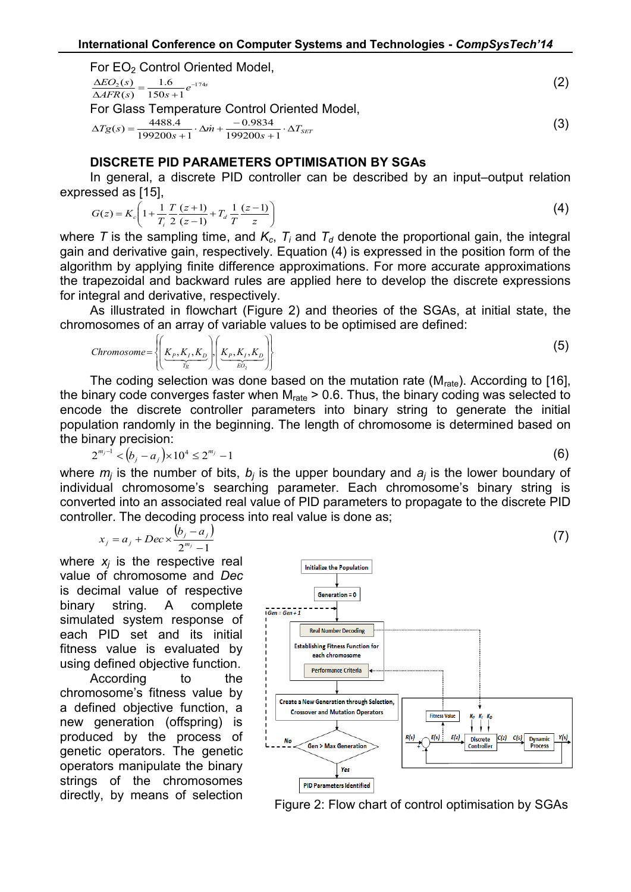For $EO_2$ Control Oriented Model,

$$\frac{\Delta EO_2(s)}{\Delta AFR(s)} = \frac{1.6}{150s+1}e^{-174s} \tag{2}$$

For Glass Temperature Control Oriented Model,

$$\Delta Tg(s) = \frac{4488.4}{199200s+1}\cdot \Delta \dot{m} + \frac{-0.9834}{199200s+1}\cdot \Delta T_{SET} \tag{3}$$

## DISCRETE PID PARAMETERS OPTIMISATION BY SGAs

In general, a discrete PID controller can be described by an input–output relation expressed as [15],

$$G(z) = K_c\left(1 + \frac{1}{T_i}\frac{T}{2}\frac{(z+1)}{(z-1)} + T_d\frac{1}{T}\frac{(z-1)}{z}\right) \tag{4}$$

where $T$ is the sampling time, and $K_c$, $T_i$ and $T_d$ denote the proportional gain, the integral gain and derivative gain, respectively. Equation (4) is expressed in the position form of the algorithm by applying finite difference approximations. For more accurate approximations the trapezoidal and backward rules are applied here to develop the discrete expressions for integral and derivative, respectively.

As illustrated in flowchart (Figure 2) and theories of the SGAs, at initial state, the chromosomes of an array of variable values to be optimised are defined:

$$Chromosome = \left\{\left(\underbrace{K_P, K_I, K_D}_{Tg}\right), \left(\underbrace{K_P, K_I, K_D}_{EO_2}\right)\right\} \tag{5}$$

The coding selection was done based on the mutation rate ($M_{rate}$). According to [16], the binary code converges faster when $M_{rate} > 0.6$. Thus, the binary coding was selected to encode the discrete controller parameters into binary string to generate the initial population randomly in the beginning. The length of chromosome is determined based on the binary precision:

$$2^{m_j - 1} < (b_j - a_j)\times 10^4 \le 2^{m_j} - 1 \tag{6}$$

where $m_j$ is the number of bits, $b_j$ is the upper boundary and $a_j$ is the lower boundary of individual chromosome's searching parameter. Each chromosome's binary string is converted into an associated real value of PID parameters to propagate to the discrete PID controller. The decoding process into real value is done as;

$$x_j = a_j + Dec \times \frac{(b_j - a_j)}{2^{m_j} - 1} \tag{7}$$

where $x_j$ is the respective real value of chromosome and *Dec* is decimal value of respective binary string. A complete simulated system response of each PID set and its initial fitness value is evaluated by using defined objective function.

According to the chromosome's fitness value by a defined objective function, a new generation (offspring) is produced by the process of genetic operators. The genetic operators manipulate the binary strings of the chromosomes directly, by means of selection

Figure 2: Flow chart of control optimisation by SGAs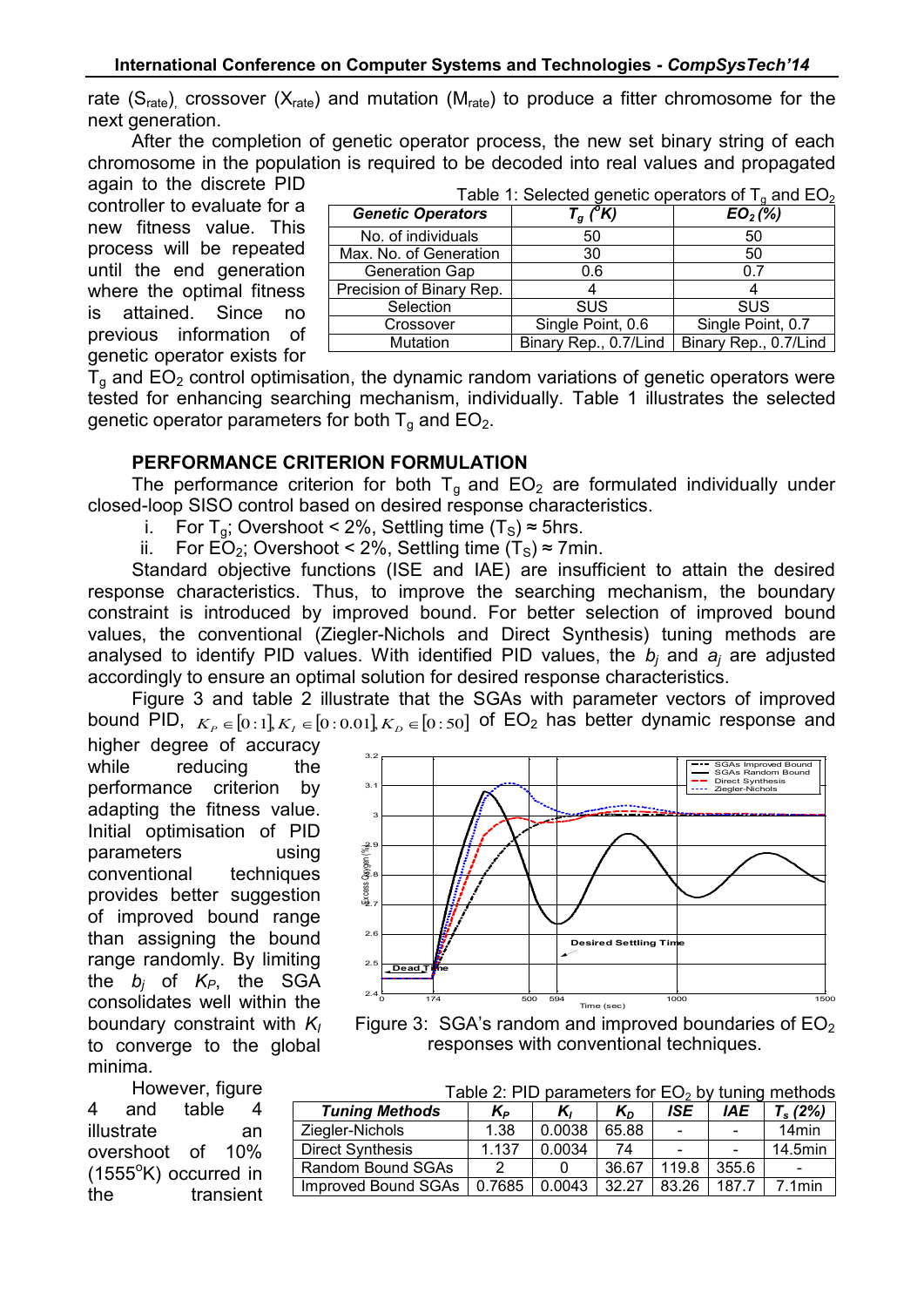rate ($S_{rate}$), crossover ($X_{rate}$) and mutation ($M_{rate}$) to produce a fitter chromosome for the next generation.

After the completion of genetic operator process, the new set binary string of each chromosome in the population is required to be decoded into real values and propagated again to the discrete PID controller to evaluate for a new fitness value. This process will be repeated until the end generation where the optimal fitness is attained. Since no previous information of genetic operator exists for $T_g$ and $EO_2$ control optimisation, the dynamic random variations of genetic operators were tested for enhancing searching mechanism, individually. Table 1 illustrates the selected genetic operator parameters for both $T_g$ and $EO_2$.

Table 1: Selected genetic operators of $T_g$ and $EO_2$

| *Genetic Operators* | *$T_g$ (°K)* | *$EO_2$ (%)* |
|---|---|---|
| No. of individuals | 50 | 50 |
| Max. No. of Generation | 30 | 50 |
| Generation Gap | 0.6 | 0.7 |
| Precision of Binary Rep. | 4 | 4 |
| Selection | SUS | SUS |
| Crossover | Single Point, 0.6 | Single Point, 0.7 |
| Mutation | Binary Rep., 0.7/Lind | Binary Rep., 0.7/Lind |

## PERFORMANCE CRITERION FORMULATION

The performance criterion for both $T_g$ and $EO_2$ are formulated individually under closed-loop SISO control based on desired response characteristics.

i. For $T_g$; Overshoot < 2%, Settling time ($T_S$) ≈ 5hrs.
ii. For $EO_2$; Overshoot < 2%, Settling time ($T_S$) ≈ 7min.

Standard objective functions (ISE and IAE) are insufficient to attain the desired response characteristics. Thus, to improve the searching mechanism, the boundary constraint is introduced by improved bound. For better selection of improved bound values, the conventional (Ziegler-Nichols and Direct Synthesis) tuning methods are analysed to identify PID values. With identified PID values, the $b_j$ and $a_j$ are adjusted accordingly to ensure an optimal solution for desired response characteristics.

Figure 3 and table 2 illustrate that the SGAs with parameter vectors of improved bound PID, $K_P \in [0:1], K_I \in [0:0.01], K_D \in [0:50]$ of $EO_2$ has better dynamic response and higher degree of accuracy while reducing the performance criterion by adapting the fitness value. Initial optimisation of PID parameters using conventional techniques provides better suggestion of improved bound range than assigning the bound range randomly. By limiting the $b_j$ of $K_P$, the SGA consolidates well within the boundary constraint with $K_I$ to converge to the global minima.

Figure 3: SGA's random and improved boundaries of $EO_2$ responses with conventional techniques.

However, figure 4 and table 4 illustrate an overshoot of 10% (1555°K) occurred in the transient

Table 2: PID parameters for $EO_2$ by tuning methods

| *Tuning Methods* | *$K_P$* | *$K_I$* | *$K_D$* | *ISE* | *IAE* | *$T_s$ (2%)* |
|---|---|---|---|---|---|---|
| Ziegler-Nichols | 1.38 | 0.0038 | 65.88 | - | - | 14min |
| Direct Synthesis | 1.137 | 0.0034 | 74 | - | - | 14.5min |
| Random Bound SGAs | 2 | 0 | 36.67 | 119.8 | 355.6 | - |
| Improved Bound SGAs | 0.7685 | 0.0043 | 32.27 | 83.26 | 187.7 | 7.1min |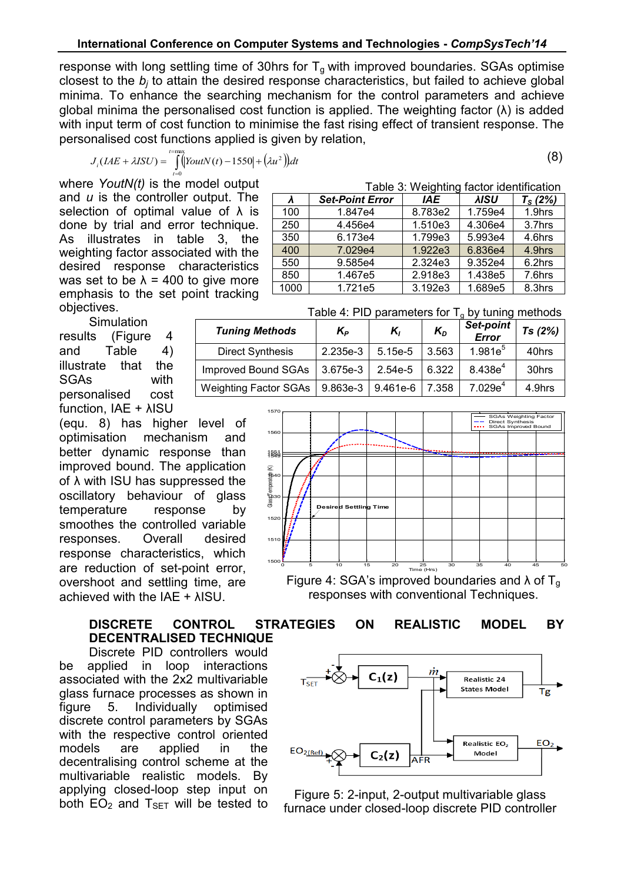response with long settling time of 30hrs for $T_g$ with improved boundaries. SGAs optimise closest to the $b_j$ to attain the desired response characteristics, but failed to achieve global minima. To enhance the searching mechanism for the control parameters and achieve global minima the personalised cost function is applied. The weighting factor (λ) is added with input term of cost function to minimise the fast rising effect of transient response. The personalised cost functions applied is given by relation,

$$J_i(IAE + \lambda ISU) = \int_{t=0}^{t=\max} \left( \left| YoutN(t) - 1550 \right| + \left( \lambda u^2 \right) \right) dt \tag{8}$$

where *YoutN(t)* is the model output and *u* is the controller output. The selection of optimal value of λ is done by trial and error technique. As illustrates in table 3, the weighting factor associated with the desired response characteristics was set to be λ = 400 to give more emphasis to the set point tracking objectives.

Table 3: Weighting factor identification

| *λ* | *Set-Point Error* | *IAE* | *λISU* | *$T_S$ (2%)* |
|---|---|---|---|---|
| 100 | 1.847e4 | 8.783e2 | 1.759e4 | 1.9hrs |
| 250 | 4.456e4 | 1.510e3 | 4.306e4 | 3.7hrs |
| 350 | 6.173e4 | 1.799e3 | 5.993e4 | 4.6hrs |
| 400 | 7.029e4 | 1.922e3 | 6.836e4 | 4.9hrs |
| 550 | 9.585e4 | 2.324e3 | 9.352e4 | 6.2hrs |
| 850 | 1.467e5 | 2.918e3 | 1.438e5 | 7.6hrs |
| 1000 | 1.721e5 | 3.192e3 | 1.689e5 | 8.3hrs |

Simulation results (Figure 4 and Table 4) illustrate that the SGAs with personalised cost function, IAE + λISU (equ. 8) has higher level of optimisation mechanism and better dynamic response than improved bound. The application of λ with ISU has suppressed the oscillatory behaviour of glass temperature response by smoothes the controlled variable responses. Overall desired response characteristics, which are reduction of set-point error, overshoot and settling time, are achieved with the IAE + λISU.

Table 4: PID parameters for $T_g$ by tuning methods

| *Tuning Methods* | *$K_P$* | *$K_I$* | *$K_D$* | *Set-point Error* | *Ts (2%)* |
|---|---|---|---|---|---|
| Direct Synthesis | 2.235e-3 | 5.15e-5 | 3.563 | $1.981e^5$ | 40hrs |
| Improved Bound SGAs | 3.675e-3 | 2.54e-5 | 6.322 | $8.438e^4$ | 30hrs |
| Weighting Factor SGAs | 9.863e-3 | 9.461e-6 | 7.358 | $7.029e^4$ | 4.9hrs |

Figure 4: SGA's improved boundaries and λ of $T_g$ responses with conventional Techniques.

## DISCRETE CONTROL STRATEGIES ON REALISTIC MODEL BY DECENTRALISED TECHNIQUE

Discrete PID controllers would be applied in loop interactions associated with the 2x2 multivariable glass furnace processes as shown in figure 5. Individually optimised discrete control parameters by SGAs with the respective control oriented models are applied in the decentralising control scheme at the multivariable realistic models. By applying closed-loop step input on both $EO_2$ and $T_{SET}$ will be tested to

Figure 5: 2-input, 2-output multivariable glass furnace under closed-loop discrete PID controller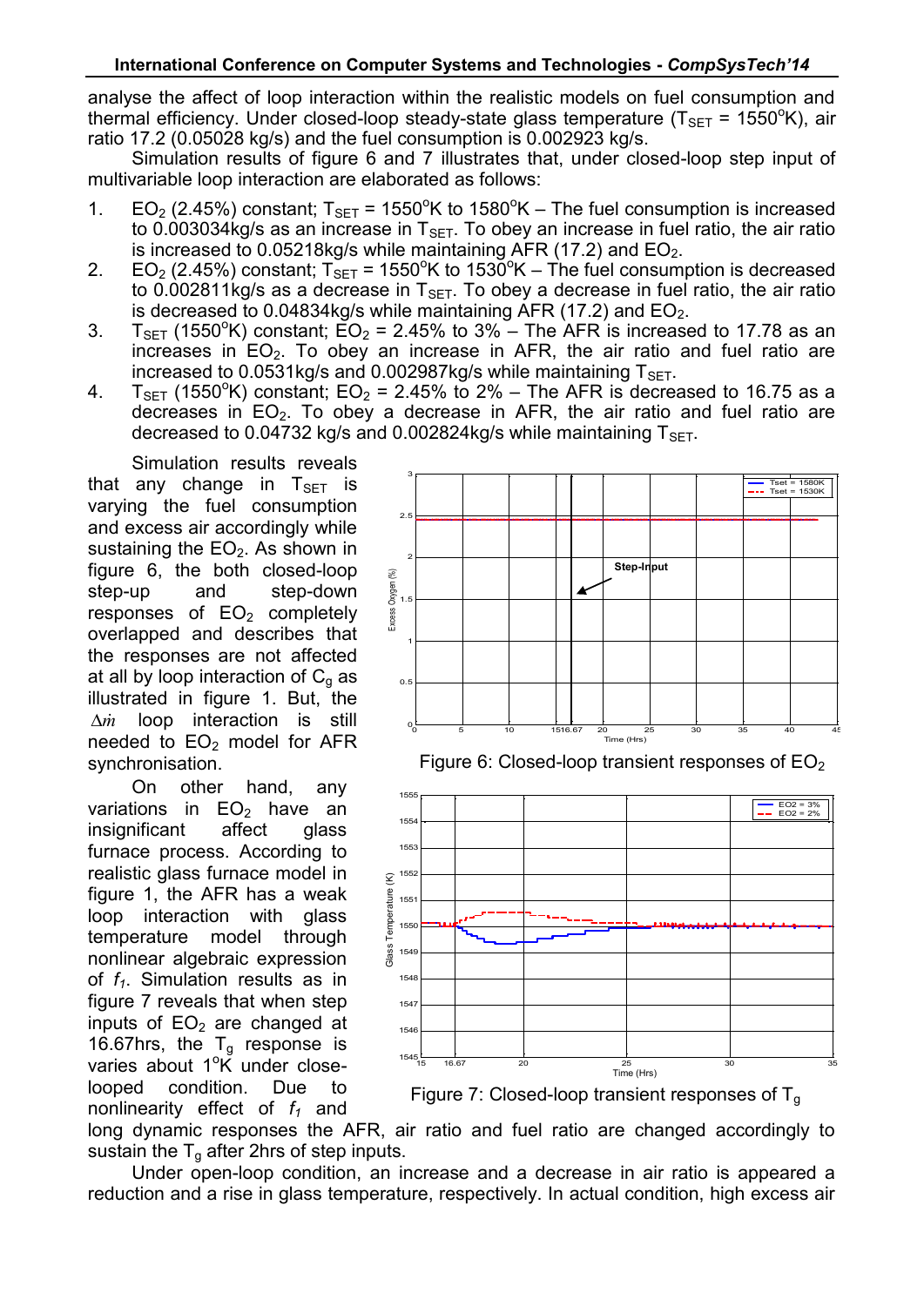analyse the affect of loop interaction within the realistic models on fuel consumption and thermal efficiency. Under closed-loop steady-state glass temperature ($T_{SET}$ = 1550°K), air ratio 17.2 (0.05028 kg/s) and the fuel consumption is 0.002923 kg/s.

Simulation results of figure 6 and 7 illustrates that, under closed-loop step input of multivariable loop interaction are elaborated as follows:

1. $EO_2$ (2.45%) constant; $T_{SET}$ = 1550°K to 1580°K – The fuel consumption is increased to 0.003034kg/s as an increase in $T_{SET}$. To obey an increase in fuel ratio, the air ratio is increased to 0.05218kg/s while maintaining AFR (17.2) and $EO_2$.
2. $EO_2$ (2.45%) constant; $T_{SET}$ = 1550°K to 1530°K – The fuel consumption is decreased to 0.002811kg/s as a decrease in $T_{SET}$. To obey a decrease in fuel ratio, the air ratio is decreased to 0.04834kg/s while maintaining AFR (17.2) and $EO_2$.
3. $T_{SET}$ (1550°K) constant; $EO_2$ = 2.45% to 3% – The AFR is increased to 17.78 as an increases in $EO_2$. To obey an increase in AFR, the air ratio and fuel ratio are increased to 0.0531kg/s and 0.002987kg/s while maintaining $T_{SET}$.
4. $T_{SET}$ (1550°K) constant; $EO_2$ = 2.45% to 2% – The AFR is decreased to 16.75 as a decreases in $EO_2$. To obey a decrease in AFR, the air ratio and fuel ratio are decreased to 0.04732 kg/s and 0.002824kg/s while maintaining $T_{SET}$.

Simulation results reveals that any change in $T_{SET}$ is varying the fuel consumption and excess air accordingly while sustaining the $EO_2$. As shown in figure 6, the both closed-loop step-up and step-down responses of $EO_2$ completely overlapped and describes that the responses are not affected at all by loop interaction of $C_g$ as illustrated in figure 1. But, the $\Delta\dot{m}$ loop interaction is still needed to $EO_2$ model for AFR synchronisation.

Figure 6: Closed-loop transient responses of $EO_2$

On other hand, any variations in $EO_2$ have an insignificant affect glass furnace process. According to realistic glass furnace model in figure 1, the AFR has a weak loop interaction with glass temperature model through nonlinear algebraic expression of $f_1$. Simulation results as in figure 7 reveals that when step inputs of $EO_2$ are changed at 16.67hrs, the $T_g$ response is varies about 1°K under close-looped condition. Due to nonlinearity effect of $f_1$ and long dynamic responses the AFR, air ratio and fuel ratio are changed accordingly to sustain the $T_g$ after 2hrs of step inputs.

Figure 7: Closed-loop transient responses of $T_g$

Under open-loop condition, an increase and a decrease in air ratio is appeared a reduction and a rise in glass temperature, respectively. In actual condition, high excess air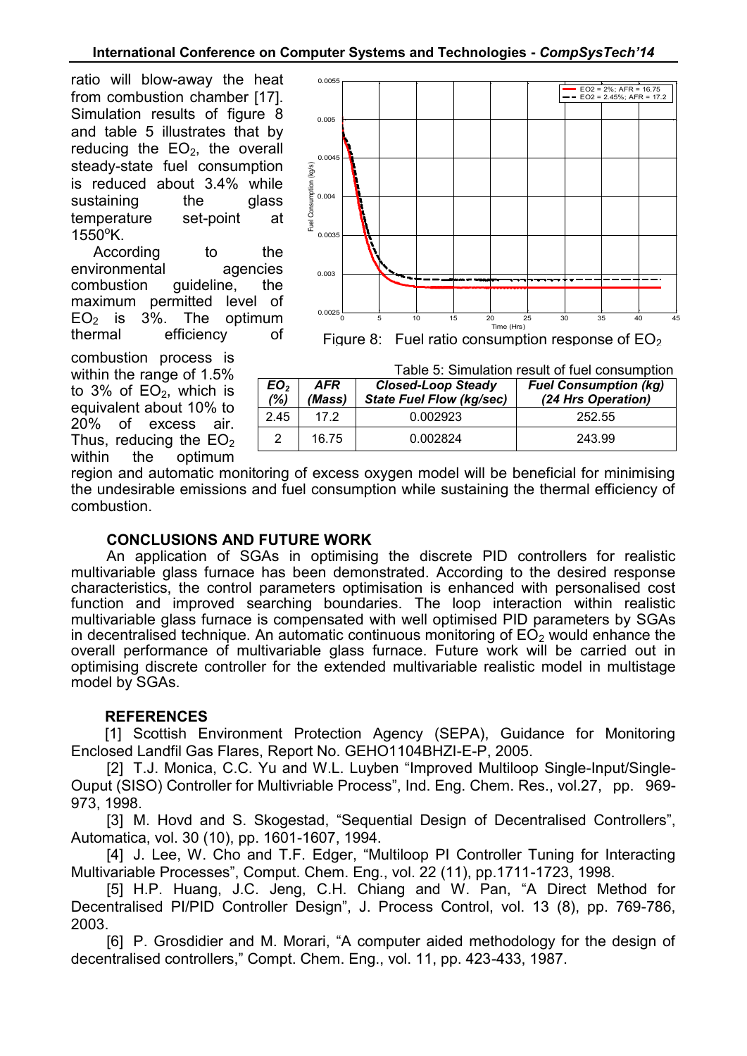ratio will blow-away the heat from combustion chamber [17]. Simulation results of figure 8 and table 5 illustrates that by reducing the $EO_2$, the overall steady-state fuel consumption is reduced about 3.4% while sustaining the glass temperature set-point at 1550°K.

According to the environmental agencies combustion guideline, the maximum permitted level of $EO_2$ is 3%. The optimum thermal efficiency of combustion process is within the range of 1.5% to 3% of $EO_2$, which is equivalent about 10% to 20% of excess air. Thus, reducing the $EO_2$ within the optimum region and automatic monitoring of excess oxygen model will be beneficial for minimising the undesirable emissions and fuel consumption while sustaining the thermal efficiency of combustion.

Figure 8: Fuel ratio consumption response of $EO_2$

Table 5: Simulation result of fuel consumption

| ***$EO_2$ (%)*** | ***AFR (Mass)*** | ***Closed-Loop Steady State Fuel Flow (kg/sec)*** | ***Fuel Consumption (kg) (24 Hrs Operation)*** |
|---|---|---|---|
| 2.45 | 17.2 | 0.002923 | 252.55 |
| 2 | 16.75 | 0.002824 | 243.99 |

## CONCLUSIONS AND FUTURE WORK

An application of SGAs in optimising the discrete PID controllers for realistic multivariable glass furnace has been demonstrated. According to the desired response characteristics, the control parameters optimisation is enhanced with personalised cost function and improved searching boundaries. The loop interaction within realistic multivariable glass furnace is compensated with well optimised PID parameters by SGAs in decentralised technique. An automatic continuous monitoring of $EO_2$ would enhance the overall performance of multivariable glass furnace. Future work will be carried out in optimising discrete controller for the extended multivariable realistic model in multistage model by SGAs.

## REFERENCES

[1] Scottish Environment Protection Agency (SEPA), Guidance for Monitoring Enclosed Landfil Gas Flares, Report No. GEHO1104BHZI-E-P, 2005.

[2] T.J. Monica, C.C. Yu and W.L. Luyben "Improved Multiloop Single-Input/Single-Ouput (SISO) Controller for Multivriable Process", Ind. Eng. Chem. Res., vol.27, pp. 969-973, 1998.

[3] M. Hovd and S. Skogestad, "Sequential Design of Decentralised Controllers", Automatica, vol. 30 (10), pp. 1601-1607, 1994.

[4] J. Lee, W. Cho and T.F. Edger, "Multiloop PI Controller Tuning for Interacting Multivariable Processes", Comput. Chem. Eng., vol. 22 (11), pp.1711-1723, 1998.

[5] H.P. Huang, J.C. Jeng, C.H. Chiang and W. Pan, "A Direct Method for Decentralised PI/PID Controller Design", J. Process Control, vol. 13 (8), pp. 769-786, 2003.

[6] P. Grosdidier and M. Morari, "A computer aided methodology for the design of decentralised controllers," Compt. Chem. Eng., vol. 11, pp. 423-433, 1987.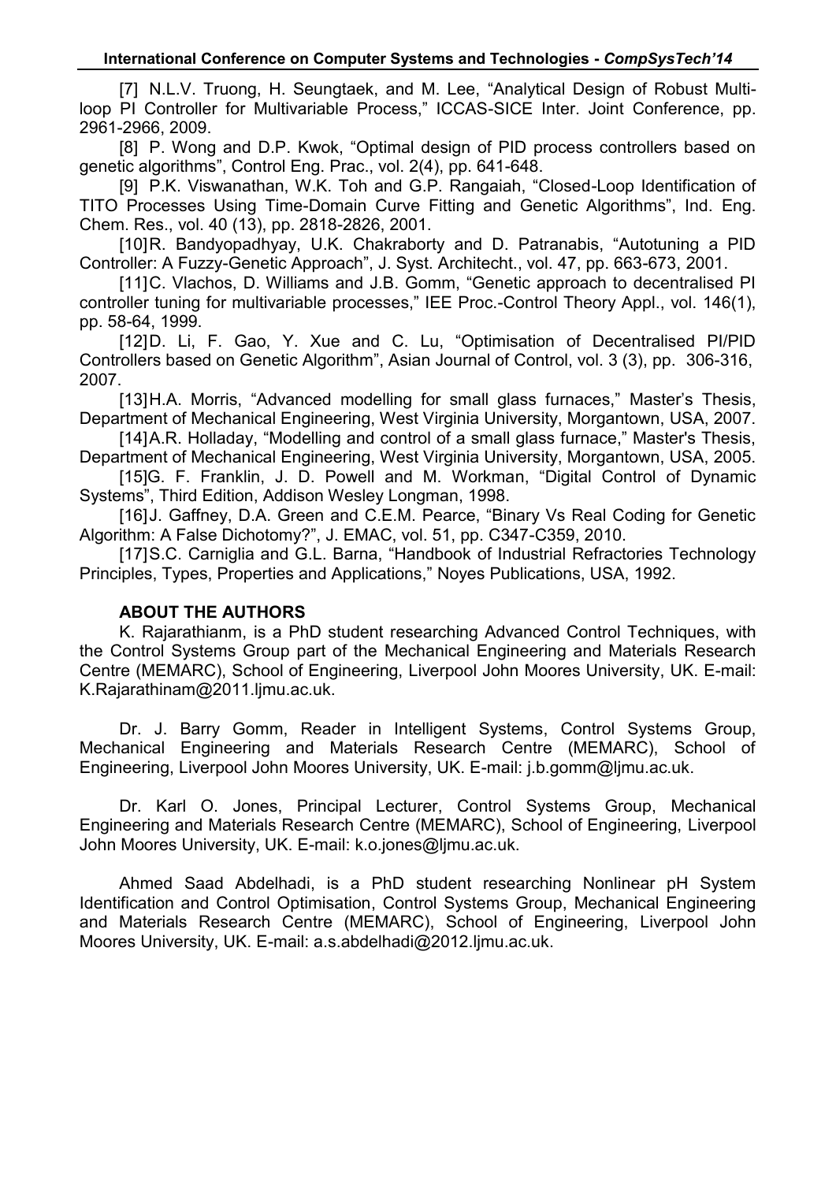[7] N.L.V. Truong, H. Seungtaek, and M. Lee, "Analytical Design of Robust Multi-loop PI Controller for Multivariable Process," ICCAS-SICE Inter. Joint Conference, pp. 2961-2966, 2009.

[8] P. Wong and D.P. Kwok, "Optimal design of PID process controllers based on genetic algorithms", Control Eng. Prac., vol. 2(4), pp. 641-648.

[9] P.K. Viswanathan, W.K. Toh and G.P. Rangaiah, "Closed-Loop Identification of TITO Processes Using Time-Domain Curve Fitting and Genetic Algorithms", Ind. Eng. Chem. Res., vol. 40 (13), pp. 2818-2826, 2001.

[10] R. Bandyopadhyay, U.K. Chakraborty and D. Patranabis, "Autotuning a PID Controller: A Fuzzy-Genetic Approach", J. Syst. Architecht., vol. 47, pp. 663-673, 2001.

[11] C. Vlachos, D. Williams and J.B. Gomm, "Genetic approach to decentralised PI controller tuning for multivariable processes," IEE Proc.-Control Theory Appl., vol. 146(1), pp. 58-64, 1999.

[12] D. Li, F. Gao, Y. Xue and C. Lu, "Optimisation of Decentralised PI/PID Controllers based on Genetic Algorithm", Asian Journal of Control, vol. 3 (3), pp. 306-316, 2007.

[13] H.A. Morris, "Advanced modelling for small glass furnaces," Master's Thesis, Department of Mechanical Engineering, West Virginia University, Morgantown, USA, 2007.

[14] A.R. Holladay, "Modelling and control of a small glass furnace," Master's Thesis, Department of Mechanical Engineering, West Virginia University, Morgantown, USA, 2005.

[15] G. F. Franklin, J. D. Powell and M. Workman, "Digital Control of Dynamic Systems", Third Edition, Addison Wesley Longman, 1998.

[16] J. Gaffney, D.A. Green and C.E.M. Pearce, "Binary Vs Real Coding for Genetic Algorithm: A False Dichotomy?", J. EMAC, vol. 51, pp. C347-C359, 2010.

[17] S.C. Carniglia and G.L. Barna, "Handbook of Industrial Refractories Technology Principles, Types, Properties and Applications," Noyes Publications, USA, 1992.

## ABOUT THE AUTHORS

K. Rajarathianm, is a PhD student researching Advanced Control Techniques, with the Control Systems Group part of the Mechanical Engineering and Materials Research Centre (MEMARC), School of Engineering, Liverpool John Moores University, UK. E-mail: K.Rajarathinam@2011.ljmu.ac.uk.

Dr. J. Barry Gomm, Reader in Intelligent Systems, Control Systems Group, Mechanical Engineering and Materials Research Centre (MEMARC), School of Engineering, Liverpool John Moores University, UK. E-mail: j.b.gomm@ljmu.ac.uk.

Dr. Karl O. Jones, Principal Lecturer, Control Systems Group, Mechanical Engineering and Materials Research Centre (MEMARC), School of Engineering, Liverpool John Moores University, UK. E-mail: k.o.jones@ljmu.ac.uk.

Ahmed Saad Abdelhadi, is a PhD student researching Nonlinear pH System Identification and Control Optimisation, Control Systems Group, Mechanical Engineering and Materials Research Centre (MEMARC), School of Engineering, Liverpool John Moores University, UK. E-mail: a.s.abdelhadi@2012.ljmu.ac.uk.